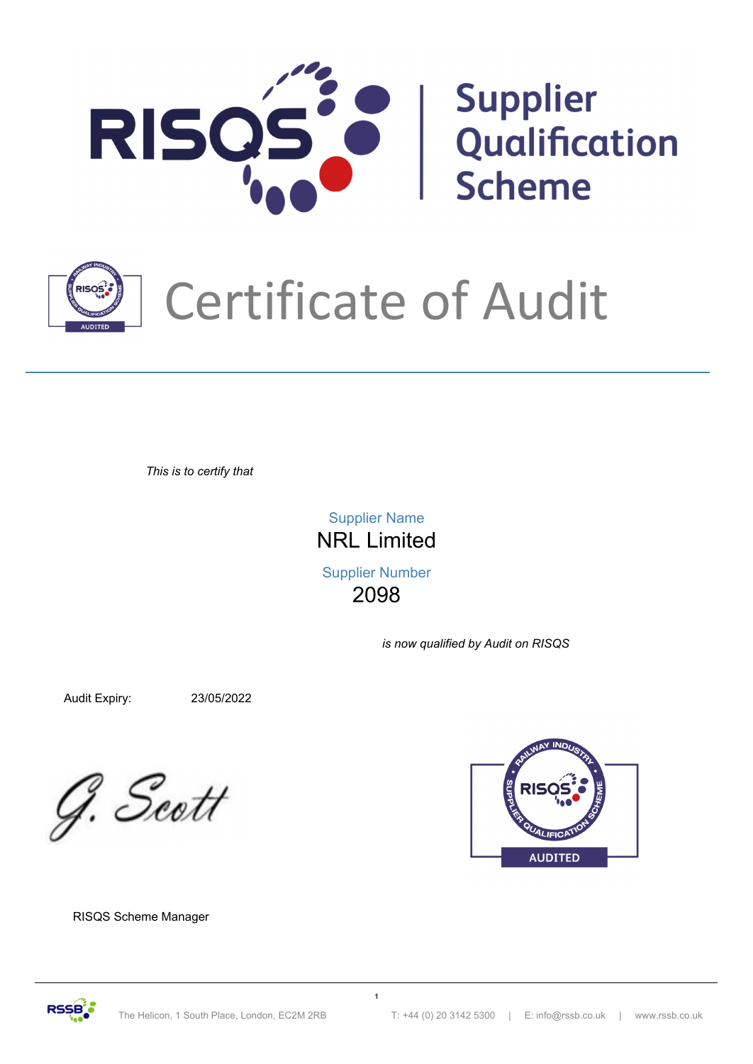# RISQS Supplier Qualification Scheme

# Certificate of Audit

*This is to certify that*

Supplier Name

**NRL Limited**

Supplier Number

**2098**

*is now qualified by Audit on RISQS*

Audit Expiry: 23/05/2022

G. Scott

RISQS Scheme Manager

AUDITED

The Helicon, 1 South Place, London, EC2M 2RB | T: +44 (0) 20 3142 5300 | E: info@rssb.co.uk | www.rssb.co.uk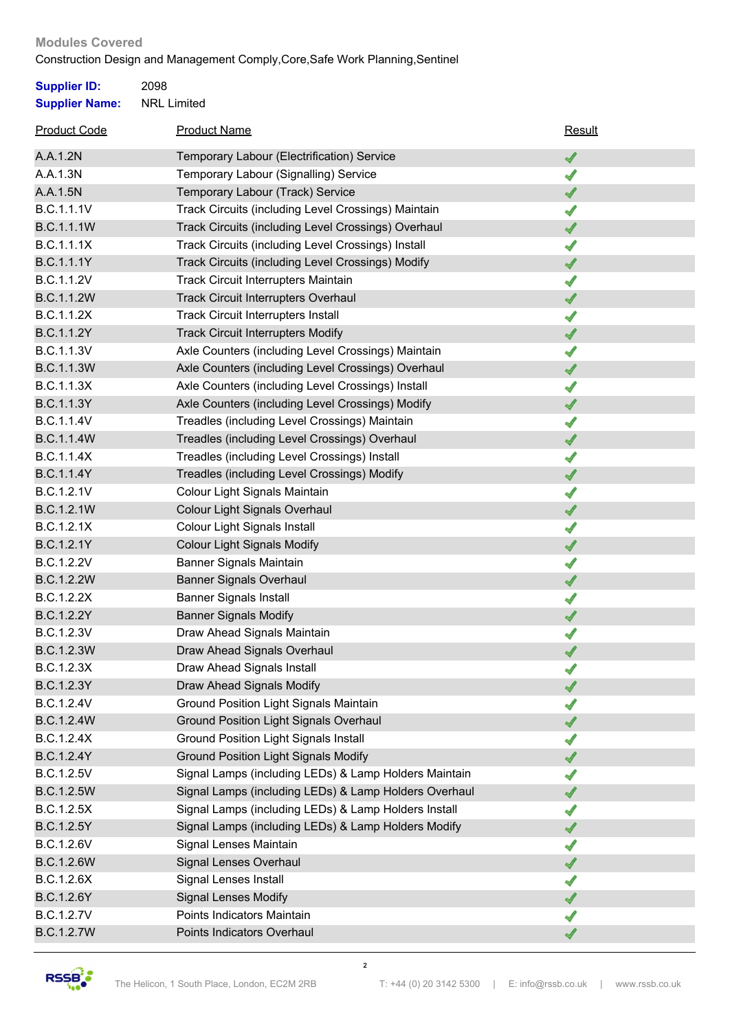**Modules Covered**

Construction Design and Management Comply,Core,Safe Work Planning,Sentinel

**Supplier ID:** 2098

**Supplier Name:** NRL Limited

| Product Code | Product Name | Result |
|---|---|---|
| A.A.1.2N | Temporary Labour (Electrification) Service | ✓ |
| A.A.1.3N | Temporary Labour (Signalling) Service | ✓ |
| A.A.1.5N | Temporary Labour (Track) Service | ✓ |
| B.C.1.1.1V | Track Circuits (including Level Crossings) Maintain | ✓ |
| B.C.1.1.1W | Track Circuits (including Level Crossings) Overhaul | ✓ |
| B.C.1.1.1X | Track Circuits (including Level Crossings) Install | ✓ |
| B.C.1.1.1Y | Track Circuits (including Level Crossings) Modify | ✓ |
| B.C.1.1.2V | Track Circuit Interrupters Maintain | ✓ |
| B.C.1.1.2W | Track Circuit Interrupters Overhaul | ✓ |
| B.C.1.1.2X | Track Circuit Interrupters Install | ✓ |
| B.C.1.1.2Y | Track Circuit Interrupters Modify | ✓ |
| B.C.1.1.3V | Axle Counters (including Level Crossings) Maintain | ✓ |
| B.C.1.1.3W | Axle Counters (including Level Crossings) Overhaul | ✓ |
| B.C.1.1.3X | Axle Counters (including Level Crossings) Install | ✓ |
| B.C.1.1.3Y | Axle Counters (including Level Crossings) Modify | ✓ |
| B.C.1.1.4V | Treadles (including Level Crossings) Maintain | ✓ |
| B.C.1.1.4W | Treadles (including Level Crossings) Overhaul | ✓ |
| B.C.1.1.4X | Treadles (including Level Crossings) Install | ✓ |
| B.C.1.1.4Y | Treadles (including Level Crossings) Modify | ✓ |
| B.C.1.2.1V | Colour Light Signals Maintain | ✓ |
| B.C.1.2.1W | Colour Light Signals Overhaul | ✓ |
| B.C.1.2.1X | Colour Light Signals Install | ✓ |
| B.C.1.2.1Y | Colour Light Signals Modify | ✓ |
| B.C.1.2.2V | Banner Signals Maintain | ✓ |
| B.C.1.2.2W | Banner Signals Overhaul | ✓ |
| B.C.1.2.2X | Banner Signals Install | ✓ |
| B.C.1.2.2Y | Banner Signals Modify | ✓ |
| B.C.1.2.3V | Draw Ahead Signals Maintain | ✓ |
| B.C.1.2.3W | Draw Ahead Signals Overhaul | ✓ |
| B.C.1.2.3X | Draw Ahead Signals Install | ✓ |
| B.C.1.2.3Y | Draw Ahead Signals Modify | ✓ |
| B.C.1.2.4V | Ground Position Light Signals Maintain | ✓ |
| B.C.1.2.4W | Ground Position Light Signals Overhaul | ✓ |
| B.C.1.2.4X | Ground Position Light Signals Install | ✓ |
| B.C.1.2.4Y | Ground Position Light Signals Modify | ✓ |
| B.C.1.2.5V | Signal Lamps (including LEDs) & Lamp Holders Maintain | ✓ |
| B.C.1.2.5W | Signal Lamps (including LEDs) & Lamp Holders Overhaul | ✓ |
| B.C.1.2.5X | Signal Lamps (including LEDs) & Lamp Holders Install | ✓ |
| B.C.1.2.5Y | Signal Lamps (including LEDs) & Lamp Holders Modify | ✓ |
| B.C.1.2.6V | Signal Lenses Maintain | ✓ |
| B.C.1.2.6W | Signal Lenses Overhaul | ✓ |
| B.C.1.2.6X | Signal Lenses Install | ✓ |
| B.C.1.2.6Y | Signal Lenses Modify | ✓ |
| B.C.1.2.7V | Points Indicators Maintain | ✓ |
| B.C.1.2.7W | Points Indicators Overhaul | ✓ |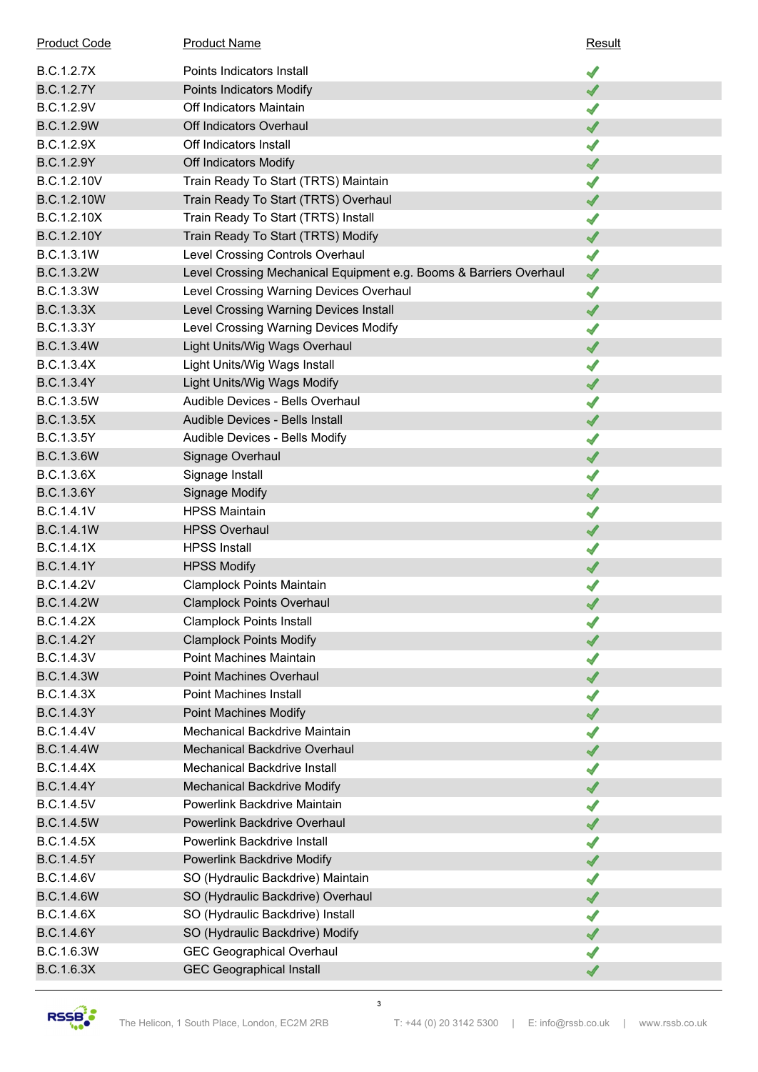| Product Code | Product Name | Result |
| --- | --- | --- |
| B.C.1.2.7X | Points Indicators Install | ✓ |
| B.C.1.2.7Y | Points Indicators Modify | ✓ |
| B.C.1.2.9V | Off Indicators Maintain | ✓ |
| B.C.1.2.9W | Off Indicators Overhaul | ✓ |
| B.C.1.2.9X | Off Indicators Install | ✓ |
| B.C.1.2.9Y | Off Indicators Modify | ✓ |
| B.C.1.2.10V | Train Ready To Start (TRTS) Maintain | ✓ |
| B.C.1.2.10W | Train Ready To Start (TRTS) Overhaul | ✓ |
| B.C.1.2.10X | Train Ready To Start (TRTS) Install | ✓ |
| B.C.1.2.10Y | Train Ready To Start (TRTS) Modify | ✓ |
| B.C.1.3.1W | Level Crossing Controls Overhaul | ✓ |
| B.C.1.3.2W | Level Crossing Mechanical Equipment e.g. Booms & Barriers Overhaul | ✓ |
| B.C.1.3.3W | Level Crossing Warning Devices Overhaul | ✓ |
| B.C.1.3.3X | Level Crossing Warning Devices Install | ✓ |
| B.C.1.3.3Y | Level Crossing Warning Devices Modify | ✓ |
| B.C.1.3.4W | Light Units/Wig Wags Overhaul | ✓ |
| B.C.1.3.4X | Light Units/Wig Wags Install | ✓ |
| B.C.1.3.4Y | Light Units/Wig Wags Modify | ✓ |
| B.C.1.3.5W | Audible Devices - Bells Overhaul | ✓ |
| B.C.1.3.5X | Audible Devices - Bells Install | ✓ |
| B.C.1.3.5Y | Audible Devices - Bells Modify | ✓ |
| B.C.1.3.6W | Signage Overhaul | ✓ |
| B.C.1.3.6X | Signage Install | ✓ |
| B.C.1.3.6Y | Signage Modify | ✓ |
| B.C.1.4.1V | HPSS Maintain | ✓ |
| B.C.1.4.1W | HPSS Overhaul | ✓ |
| B.C.1.4.1X | HPSS Install | ✓ |
| B.C.1.4.1Y | HPSS Modify | ✓ |
| B.C.1.4.2V | Clamplock Points Maintain | ✓ |
| B.C.1.4.2W | Clamplock Points Overhaul | ✓ |
| B.C.1.4.2X | Clamplock Points Install | ✓ |
| B.C.1.4.2Y | Clamplock Points Modify | ✓ |
| B.C.1.4.3V | Point Machines Maintain | ✓ |
| B.C.1.4.3W | Point Machines Overhaul | ✓ |
| B.C.1.4.3X | Point Machines Install | ✓ |
| B.C.1.4.3Y | Point Machines Modify | ✓ |
| B.C.1.4.4V | Mechanical Backdrive Maintain | ✓ |
| B.C.1.4.4W | Mechanical Backdrive Overhaul | ✓ |
| B.C.1.4.4X | Mechanical Backdrive Install | ✓ |
| B.C.1.4.4Y | Mechanical Backdrive Modify | ✓ |
| B.C.1.4.5V | Powerlink Backdrive Maintain | ✓ |
| B.C.1.4.5W | Powerlink Backdrive Overhaul | ✓ |
| B.C.1.4.5X | Powerlink Backdrive Install | ✓ |
| B.C.1.4.5Y | Powerlink Backdrive Modify | ✓ |
| B.C.1.4.6V | SO (Hydraulic Backdrive) Maintain | ✓ |
| B.C.1.4.6W | SO (Hydraulic Backdrive) Overhaul | ✓ |
| B.C.1.4.6X | SO (Hydraulic Backdrive) Install | ✓ |
| B.C.1.4.6Y | SO (Hydraulic Backdrive) Modify | ✓ |
| B.C.1.6.3W | GEC Geographical Overhaul | ✓ |
| B.C.1.6.3X | GEC Geographical Install | ✓ |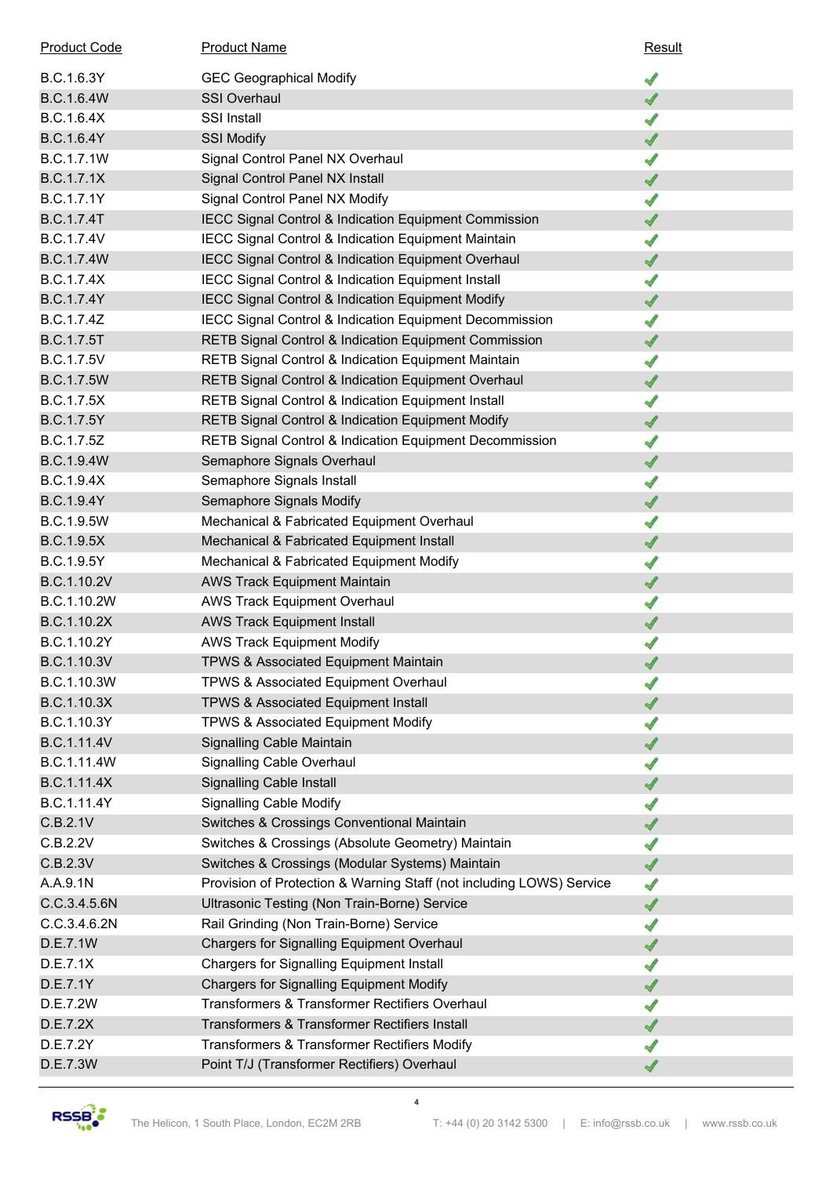| Product Code | Product Name | Result |
|---|---|---|
| B.C.1.6.3Y | GEC Geographical Modify | ✓ |
| B.C.1.6.4W | SSI Overhaul | ✓ |
| B.C.1.6.4X | SSI Install | ✓ |
| B.C.1.6.4Y | SSI Modify | ✓ |
| B.C.1.7.1W | Signal Control Panel NX Overhaul | ✓ |
| B.C.1.7.1X | Signal Control Panel NX Install | ✓ |
| B.C.1.7.1Y | Signal Control Panel NX Modify | ✓ |
| B.C.1.7.4T | IECC Signal Control & Indication Equipment Commission | ✓ |
| B.C.1.7.4V | IECC Signal Control & Indication Equipment Maintain | ✓ |
| B.C.1.7.4W | IECC Signal Control & Indication Equipment Overhaul | ✓ |
| B.C.1.7.4X | IECC Signal Control & Indication Equipment Install | ✓ |
| B.C.1.7.4Y | IECC Signal Control & Indication Equipment Modify | ✓ |
| B.C.1.7.4Z | IECC Signal Control & Indication Equipment Decommission | ✓ |
| B.C.1.7.5T | RETB Signal Control & Indication Equipment Commission | ✓ |
| B.C.1.7.5V | RETB Signal Control & Indication Equipment Maintain | ✓ |
| B.C.1.7.5W | RETB Signal Control & Indication Equipment Overhaul | ✓ |
| B.C.1.7.5X | RETB Signal Control & Indication Equipment Install | ✓ |
| B.C.1.7.5Y | RETB Signal Control & Indication Equipment Modify | ✓ |
| B.C.1.7.5Z | RETB Signal Control & Indication Equipment Decommission | ✓ |
| B.C.1.9.4W | Semaphore Signals Overhaul | ✓ |
| B.C.1.9.4X | Semaphore Signals Install | ✓ |
| B.C.1.9.4Y | Semaphore Signals Modify | ✓ |
| B.C.1.9.5W | Mechanical & Fabricated Equipment Overhaul | ✓ |
| B.C.1.9.5X | Mechanical & Fabricated Equipment Install | ✓ |
| B.C.1.9.5Y | Mechanical & Fabricated Equipment Modify | ✓ |
| B.C.1.10.2V | AWS Track Equipment Maintain | ✓ |
| B.C.1.10.2W | AWS Track Equipment Overhaul | ✓ |
| B.C.1.10.2X | AWS Track Equipment Install | ✓ |
| B.C.1.10.2Y | AWS Track Equipment Modify | ✓ |
| B.C.1.10.3V | TPWS & Associated Equipment Maintain | ✓ |
| B.C.1.10.3W | TPWS & Associated Equipment Overhaul | ✓ |
| B.C.1.10.3X | TPWS & Associated Equipment Install | ✓ |
| B.C.1.10.3Y | TPWS & Associated Equipment Modify | ✓ |
| B.C.1.11.4V | Signalling Cable Maintain | ✓ |
| B.C.1.11.4W | Signalling Cable Overhaul | ✓ |
| B.C.1.11.4X | Signalling Cable Install | ✓ |
| B.C.1.11.4Y | Signalling Cable Modify | ✓ |
| C.B.2.1V | Switches & Crossings Conventional Maintain | ✓ |
| C.B.2.2V | Switches & Crossings (Absolute Geometry) Maintain | ✓ |
| C.B.2.3V | Switches & Crossings (Modular Systems) Maintain | ✓ |
| A.A.9.1N | Provision of Protection & Warning Staff (not including LOWS) Service | ✓ |
| C.C.3.4.5.6N | Ultrasonic Testing (Non Train-Borne) Service | ✓ |
| C.C.3.4.6.2N | Rail Grinding (Non Train-Borne) Service | ✓ |
| D.E.7.1W | Chargers for Signalling Equipment Overhaul | ✓ |
| D.E.7.1X | Chargers for Signalling Equipment Install | ✓ |
| D.E.7.1Y | Chargers for Signalling Equipment Modify | ✓ |
| D.E.7.2W | Transformers & Transformer Rectifiers Overhaul | ✓ |
| D.E.7.2X | Transformers & Transformer Rectifiers Install | ✓ |
| D.E.7.2Y | Transformers & Transformer Rectifiers Modify | ✓ |
| D.E.7.3W | Point T/J (Transformer Rectifiers) Overhaul | ✓ |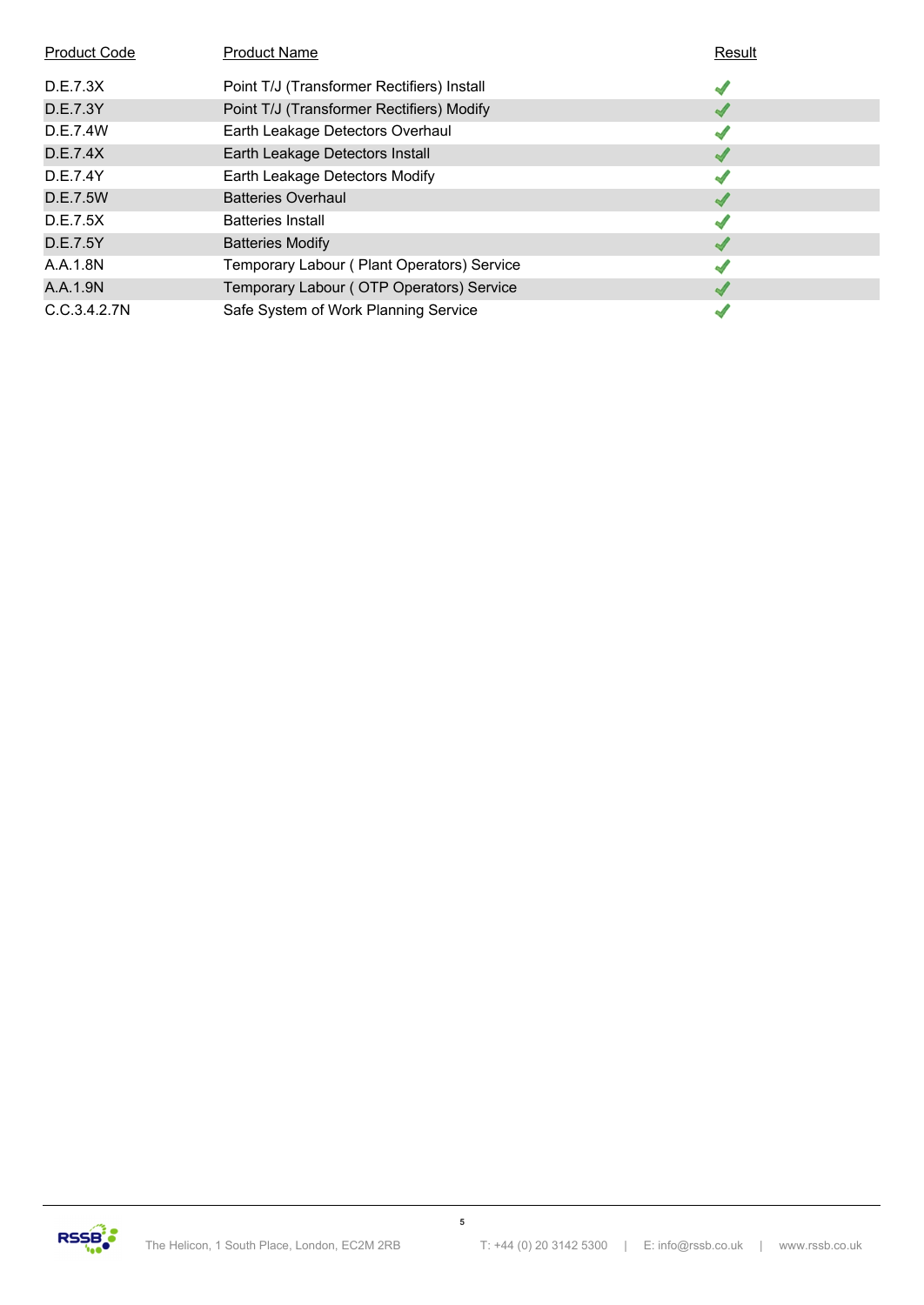| Product Code | Product Name | Result |
| --- | --- | --- |
| D.E.7.3X | Point T/J (Transformer Rectifiers) Install | ✔ |
| D.E.7.3Y | Point T/J (Transformer Rectifiers) Modify | ✔ |
| D.E.7.4W | Earth Leakage Detectors Overhaul | ✔ |
| D.E.7.4X | Earth Leakage Detectors Install | ✔ |
| D.E.7.4Y | Earth Leakage Detectors Modify | ✔ |
| D.E.7.5W | Batteries Overhaul | ✔ |
| D.E.7.5X | Batteries Install | ✔ |
| D.E.7.5Y | Batteries Modify | ✔ |
| A.A.1.8N | Temporary Labour ( Plant Operators) Service | ✔ |
| A.A.1.9N | Temporary Labour ( OTP Operators) Service | ✔ |
| C.C.3.4.2.7N | Safe System of Work Planning Service | ✔ |